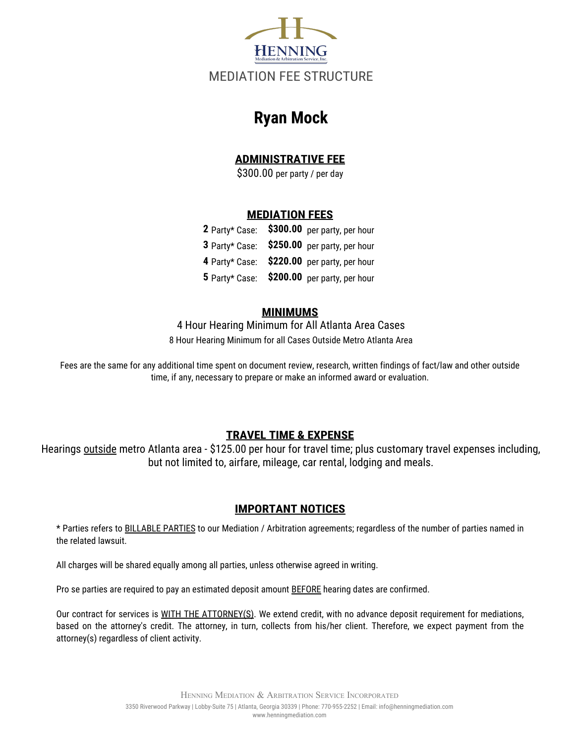HENNING

Mediation & Arbitration Service, Inc.

MEDIATION FEE STRUCTURE

# Ryan Mock

## ADMINISTRATIVE FEE

$300.00 per party / per day

## MEDIATION FEES

| | | |
|---|---|---|
| **2** Party* Case: | **$300.00** | per party, per hour |
| **3** Party* Case: | **$250.00** | per party, per hour |
| **4** Party* Case: | **$220.00** | per party, per hour |
| **5** Party* Case: | **$200.00** | per party, per hour |

## MINIMUMS

4 Hour Hearing Minimum for All Atlanta Area Cases

8 Hour Hearing Minimum for all Cases Outside Metro Atlanta Area

Fees are the same for any additional time spent on document review, research, written findings of fact/law and other outside time, if any, necessary to prepare or make an informed award or evaluation.

## TRAVEL TIME & EXPENSE

Hearings outside metro Atlanta area - $125.00 per hour for travel time; plus customary travel expenses including, but not limited to, airfare, mileage, car rental, lodging and meals.

## IMPORTANT NOTICES

* Parties refers to BILLABLE PARTIES to our Mediation / Arbitration agreements; regardless of the number of parties named in the related lawsuit.

All charges will be shared equally among all parties, unless otherwise agreed in writing.

Pro se parties are required to pay an estimated deposit amount BEFORE hearing dates are confirmed.

Our contract for services is WITH THE ATTORNEY(S). We extend credit, with no advance deposit requirement for mediations, based on the attorney's credit. The attorney, in turn, collects from his/her client. Therefore, we expect payment from the attorney(s) regardless of client activity.

HENNING MEDIATION & ARBITRATION SERVICE INCORPORATED

3350 Riverwood Parkway | Lobby-Suite 75 | Atlanta, Georgia 30339 | Phone: 770-955-2252 | Email: info@henningmediation.com

www.henningmediation.com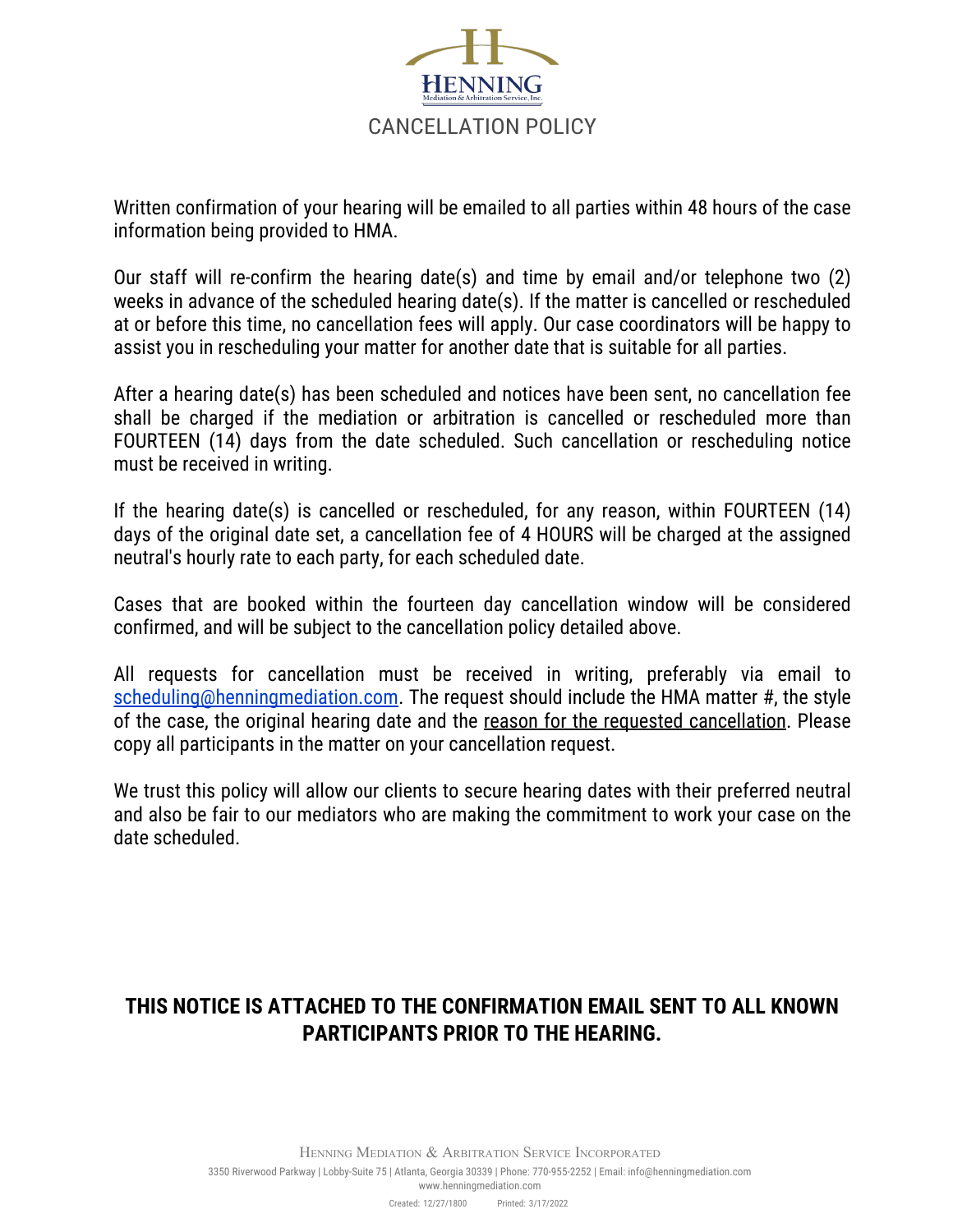# CANCELLATION POLICY

Written confirmation of your hearing will be emailed to all parties within 48 hours of the case information being provided to HMA.

Our staff will re-confirm the hearing date(s) and time by email and/or telephone two (2) weeks in advance of the scheduled hearing date(s). If the matter is cancelled or rescheduled at or before this time, no cancellation fees will apply. Our case coordinators will be happy to assist you in rescheduling your matter for another date that is suitable for all parties.

After a hearing date(s) has been scheduled and notices have been sent, no cancellation fee shall be charged if the mediation or arbitration is cancelled or rescheduled more than FOURTEEN (14) days from the date scheduled. Such cancellation or rescheduling notice must be received in writing.

If the hearing date(s) is cancelled or rescheduled, for any reason, within FOURTEEN (14) days of the original date set, a cancellation fee of 4 HOURS will be charged at the assigned neutral's hourly rate to each party, for each scheduled date.

Cases that are booked within the fourteen day cancellation window will be considered confirmed, and will be subject to the cancellation policy detailed above.

All requests for cancellation must be received in writing, preferably via email to scheduling@henningmediation.com. The request should include the HMA matter #, the style of the case, the original hearing date and the reason for the requested cancellation. Please copy all participants in the matter on your cancellation request.

We trust this policy will allow our clients to secure hearing dates with their preferred neutral and also be fair to our mediators who are making the commitment to work your case on the date scheduled.

**THIS NOTICE IS ATTACHED TO THE CONFIRMATION EMAIL SENT TO ALL KNOWN PARTICIPANTS PRIOR TO THE HEARING.**

Henning Mediation & Arbitration Service Incorporated

3350 Riverwood Parkway | Lobby-Suite 75 | Atlanta, Georgia 30339 | Phone: 770-955-2252 | Email: info@henningmediation.com

www.henningmediation.com